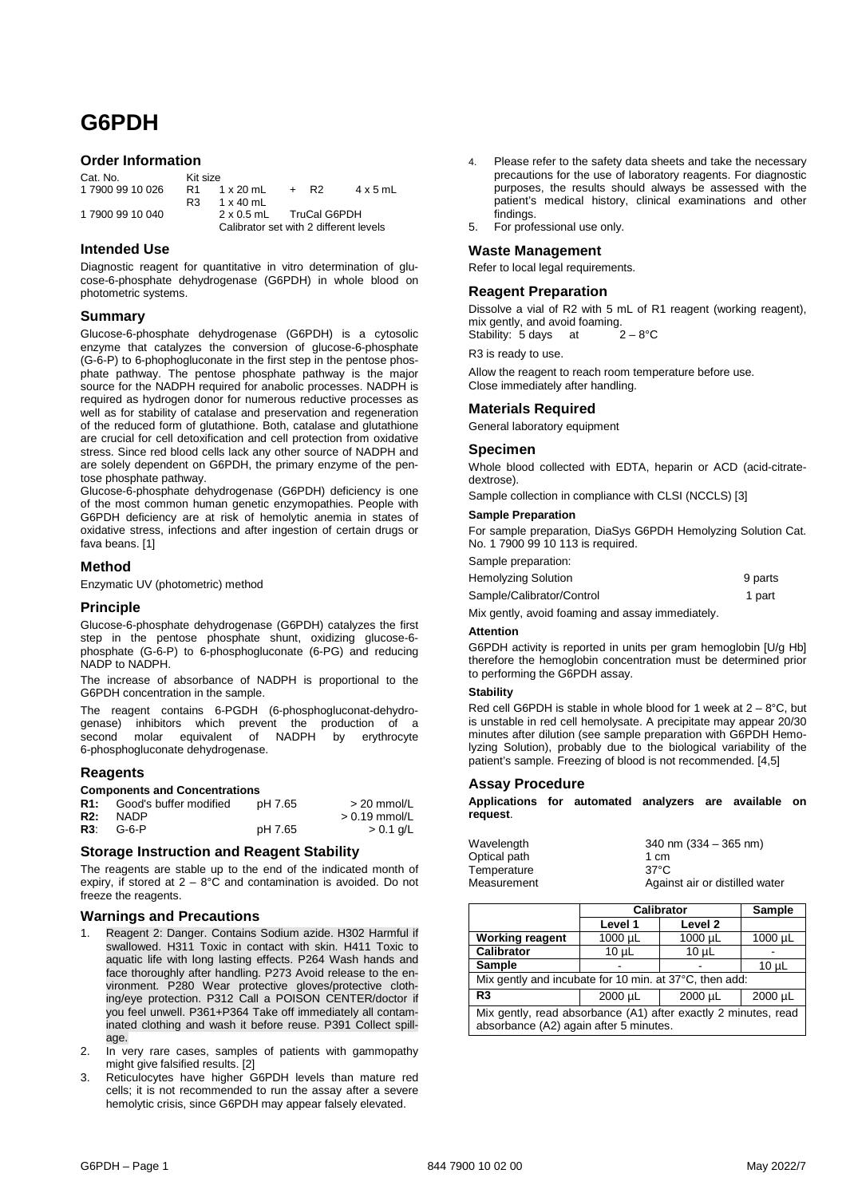# G6PDH

## Order Information

| Cat. No. | Kit size | | | |
|---|---|---|---|---|
| 1 7900 99 10 026 | R1 1 x 20 mL | + | R2 | 4 x 5 mL |
| | R3 1 x 40 mL | | | |
| 1 7900 99 10 040 | 2 x 0.5 mL | TruCal G6PDH | | |
| | Calibrator set with 2 different levels | | | |

## Intended Use

Diagnostic reagent for quantitative in vitro determination of glucose-6-phosphate dehydrogenase (G6PDH) in whole blood on photometric systems.

## Summary

Glucose-6-phosphate dehydrogenase (G6PDH) is a cytosolic enzyme that catalyzes the conversion of glucose-6-phosphate (G-6-P) to 6-phophogluconate in the first step in the pentose phosphate pathway. The pentose phosphate pathway is the major source for the NADPH required for anabolic processes. NADPH is required as hydrogen donor for numerous reductive processes as well as for stability of catalase and preservation and regeneration of the reduced form of glutathione. Both, catalase and glutathione are crucial for cell detoxification and cell protection from oxidative stress. Since red blood cells lack any other source of NADPH and are solely dependent on G6PDH, the primary enzyme of the pentose phosphate pathway.

Glucose-6-phosphate dehydrogenase (G6PDH) deficiency is one of the most common human genetic enzymopathies. People with G6PDH deficiency are at risk of hemolytic anemia in states of oxidative stress, infections and after ingestion of certain drugs or fava beans. [1]

## Method

Enzymatic UV (photometric) method

## Principle

Glucose-6-phosphate dehydrogenase (G6PDH) catalyzes the first step in the pentose phosphate shunt, oxidizing glucose-6-phosphate (G-6-P) to 6-phosphogluconate (6-PG) and reducing NADP to NADPH.

The increase of absorbance of NADPH is proportional to the G6PDH concentration in the sample.

The reagent contains 6-PGDH (6-phosphogluconat-dehydrogenase) inhibitors which prevent the production of a second molar equivalent of NADPH by erythrocyte 6-phosphogluconate dehydrogenase.

## Reagents

### Components and Concentrations

| | | | |
|---|---|---|---|
| **R1:** | Good's buffer modified | pH 7.65 | > 20 mmol/L |
| **R2:** | NADP | | > 0.19 mmol/L |
| **R3**: | G-6-P | pH 7.65 | > 0.1 g/L |

## Storage Instruction and Reagent Stability

The reagents are stable up to the end of the indicated month of expiry, if stored at 2 – 8°C and contamination is avoided. Do not freeze the reagents.

## Warnings and Precautions

1. Reagent 2: Danger. Contains Sodium azide. H302 Harmful if swallowed. H311 Toxic in contact with skin. H411 Toxic to aquatic life with long lasting effects. P264 Wash hands and face thoroughly after handling. P273 Avoid release to the environment. P280 Wear protective gloves/protective clothing/eye protection. P312 Call a POISON CENTER/doctor if you feel unwell. P361+P364 Take off immediately all contaminated clothing and wash it before reuse. P391 Collect spillage.
2. In very rare cases, samples of patients with gammopathy might give falsified results. [2]
3. Reticulocytes have higher G6PDH levels than mature red cells; it is not recommended to run the assay after a severe hemolytic crisis, since G6PDH may appear falsely elevated.
4. Please refer to the safety data sheets and take the necessary precautions for the use of laboratory reagents. For diagnostic purposes, the results should always be assessed with the patient's medical history, clinical examinations and other findings.
5. For professional use only.

## Waste Management

Refer to local legal requirements.

## Reagent Preparation

Dissolve a vial of R2 with 5 mL of R1 reagent (working reagent), mix gently, and avoid foaming.
Stability: 5 days at 2 – 8°C

R3 is ready to use.

Allow the reagent to reach room temperature before use.
Close immediately after handling.

## Materials Required

General laboratory equipment

## Specimen

Whole blood collected with EDTA, heparin or ACD (acid-citrate-dextrose).

Sample collection in compliance with CLSI (NCCLS) [3]

### Sample Preparation

For sample preparation, DiaSys G6PDH Hemolyzing Solution Cat. No. 1 7900 99 10 113 is required.

Sample preparation:

| | |
|---|---|
| Hemolyzing Solution | 9 parts |
| Sample/Calibrator/Control | 1 part |

Mix gently, avoid foaming and assay immediately.

### Attention

G6PDH activity is reported in units per gram hemoglobin [U/g Hb] therefore the hemoglobin concentration must be determined prior to performing the G6PDH assay.

### Stability

Red cell G6PDH is stable in whole blood for 1 week at 2 – 8°C, but is unstable in red cell hemolysate. A precipitate may appear 20/30 minutes after dilution (see sample preparation with G6PDH Hemolyzing Solution), probably due to the biological variability of the patient's sample. Freezing of blood is not recommended. [4,5]

## Assay Procedure

**Applications for automated analyzers are available on request**.

| | |
|---|---|
| Wavelength | 340 nm (334 – 365 nm) |
| Optical path | 1 cm |
| Temperature | 37°C |
| Measurement | Against air or distilled water |

| | Calibrator | | Sample |
|---|---|---|---|
| | Level 1 | Level 2 | |
| **Working reagent** | 1000 µL | 1000 µL | 1000 µL |
| **Calibrator** | 10 µL | 10 µL | - |
| **Sample** | - | - | 10 µL |
| Mix gently and incubate for 10 min. at 37°C, then add: | | | |
| **R3** | 2000 µL | 2000 µL | 2000 µL |
| Mix gently, read absorbance (A1) after exactly 2 minutes, read absorbance (A2) again after 5 minutes. | | | |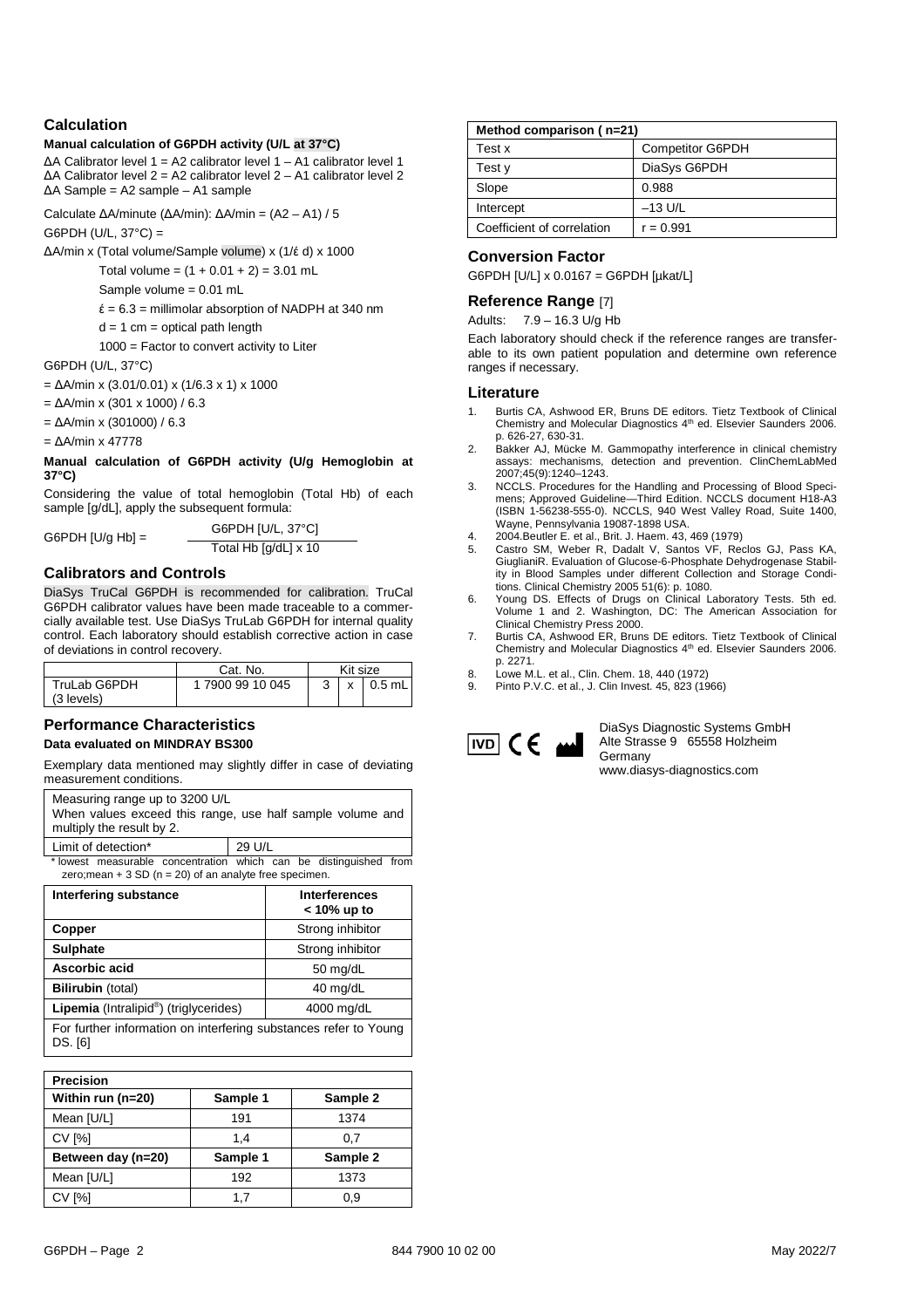## Calculation

**Manual calculation of G6PDH activity (U/L at 37°C)**

ΔA Calibrator level 1 = A2 calibrator level 1 – A1 calibrator level 1
ΔA Calibrator level 2 = A2 calibrator level 2 – A1 calibrator level 2
ΔA Sample = A2 sample – A1 sample

Calculate ΔA/minute (ΔA/min): ΔA/min = (A2 – A1) / 5

G6PDH (U/L, 37°C) =

ΔA/min x (Total volume/Sample volume) x (1/έ d) x 1000

Total volume = (1 + 0.01 + 2) = 3.01 mL

Sample volume = 0.01 mL

 έ = 6.3 = millimolar absorption of NADPH at 340 nm

d = 1 cm = optical path length

1000 = Factor to convert activity to Liter

G6PDH (U/L, 37°C)

= ΔA/min x (3.01/0.01) x (1/6.3 x 1) x 1000

= ΔA/min x (301 x 1000) / 6.3

= ΔA/min x (301000) / 6.3

= ΔA/min x 47778

**Manual calculation of G6PDH activity (U/g Hemoglobin at 37°C)**

Considering the value of total hemoglobin (Total Hb) of each sample [g/dL], apply the subsequent formula:

$$\text{G6PDH [U/g Hb]} = \frac{\text{G6PDH [U/L, 37°C]}}{\text{Total Hb [g/dL]} \times 10}$$

## Calibrators and Controls

DiaSys TruCal G6PDH is recommended for calibration. TruCal G6PDH calibrator values have been made traceable to a commercially available test. Use DiaSys TruLab G6PDH for internal quality control. Each laboratory should establish corrective action in case of deviations in control recovery.

| | Cat. No. | Kit size | | |
|---|---|---|---|---|
| TruLab G6PDH (3 levels) | 1 7900 99 10 045 | 3 | x | 0.5 mL |

## Performance Characteristics

**Data evaluated on MINDRAY BS300**

Exemplary data mentioned may slightly differ in case of deviating measurement conditions.

| | |
|---|---|
| Measuring range up to 3200 U/L<br>When values exceed this range, use half sample volume and multiply the result by 2. | |
| Limit of detection* | 29 U/L |

\* lowest measurable concentration which can be distinguished from zero;mean + 3 SD (n = 20) of an analyte free specimen.

| Interfering substance | Interferences < 10% up to |
|---|---|
| **Copper** | Strong inhibitor |
| **Sulphate** | Strong inhibitor |
| **Ascorbic acid** | 50 mg/dL |
| **Bilirubin** (total) | 40 mg/dL |
| **Lipemia** (Intralipid®) (triglycerides) | 4000 mg/dL |
| For further information on interfering substances refer to Young DS. [6] | |

| Precision | | |
|---|---|---|
| **Within run (n=20)** | **Sample 1** | **Sample 2** |
| Mean [U/L] | 191 | 1374 |
| CV [%] | 1,4 | 0,7 |
| **Between day (n=20)** | **Sample 1** | **Sample 2** |
| Mean [U/L] | 192 | 1373 |
| CV [%] | 1,7 | 0,9 |

| Method comparison ( n=21) | |
|---|---|
| Test x | Competitor G6PDH |
| Test y | DiaSys G6PDH |
| Slope | 0.988 |
| Intercept | –13 U/L |
| Coefficient of correlation | r = 0.991 |

## Conversion Factor

G6PDH [U/L] x 0.0167 = G6PDH [µkat/L]

## Reference Range [7]

Adults: 7.9 – 16.3 U/g Hb

Each laboratory should check if the reference ranges are transferable to its own patient population and determine own reference ranges if necessary.

## Literature

1. Burtis CA, Ashwood ER, Bruns DE editors. Tietz Textbook of Clinical Chemistry and Molecular Diagnostics 4th ed. Elsevier Saunders 2006. p. 626-27, 630-31.
2. Bakker AJ, Mücke M. Gammopathy interference in clinical chemistry assays: mechanisms, detection and prevention. ClinChemLabMed 2007;45(9):1240–1243.
3. NCCLS. Procedures for the Handling and Processing of Blood Specimens; Approved Guideline—Third Edition. NCCLS document H18-A3 (ISBN 1-56238-555-0). NCCLS, 940 West Valley Road, Suite 1400, Wayne, Pennsylvania 19087-1898 USA.
4. 2004.Beutler E. et al., Brit. J. Haem. 43, 469 (1979)
5. Castro SM, Weber R, Dadalt V, Santos VF, Reclos GJ, Pass KA, GiuglianiR. Evaluation of Glucose-6-Phosphate Dehydrogenase Stability in Blood Samples under different Collection and Storage Conditions. Clinical Chemistry 2005 51(6): p. 1080.
6. Young DS. Effects of Drugs on Clinical Laboratory Tests. 5th ed. Volume 1 and 2. Washington, DC: The American Association for Clinical Chemistry Press 2000.
7. Burtis CA, Ashwood ER, Bruns DE editors. Tietz Textbook of Clinical Chemistry and Molecular Diagnostics 4th ed. Elsevier Saunders 2006. p. 2271.
8. Lowe M.L. et al., Clin. Chem. 18, 440 (1972)
9. Pinto P.V.C. et al., J. Clin Invest. 45, 823 (1966)

IVD CE

DiaSys Diagnostic Systems GmbH
Alte Strasse 9 65558 Holzheim
Germany
www.diasys-diagnostics.com

844 7900 10 02 00 May 2022/7